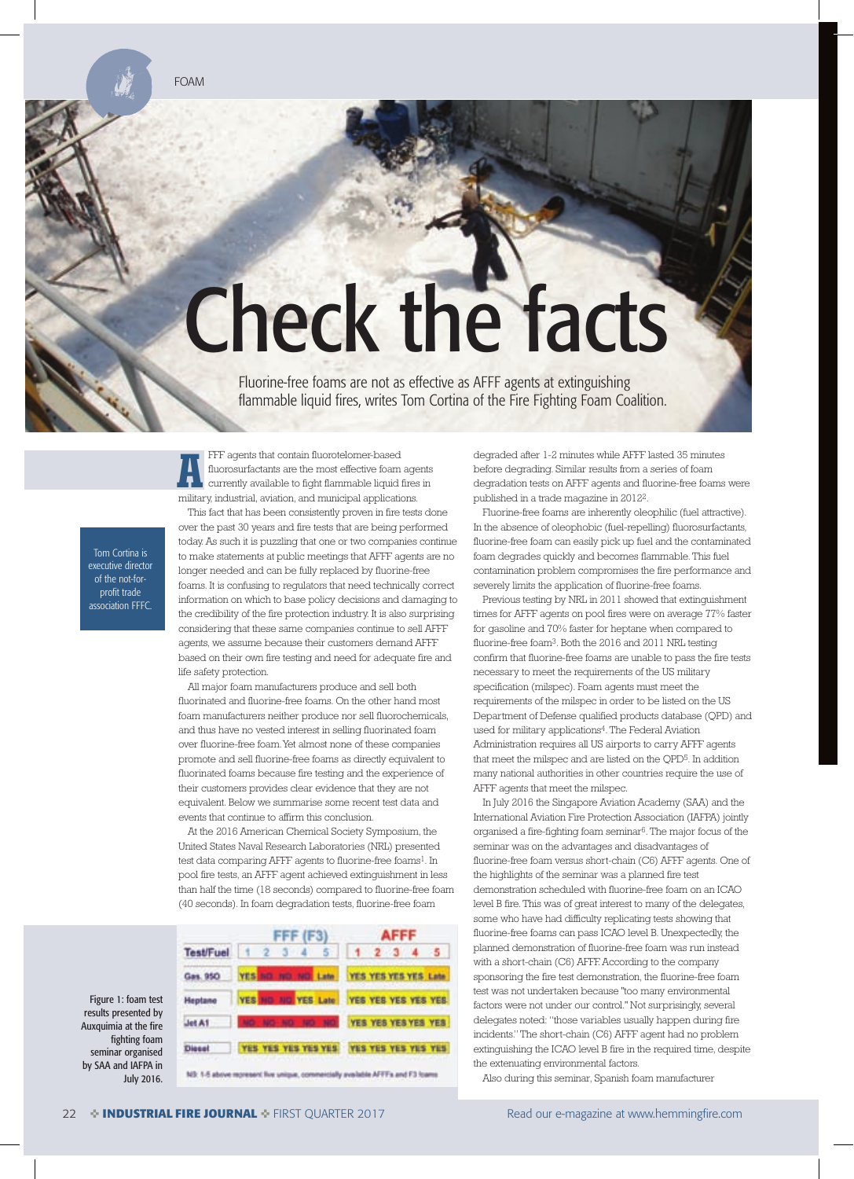FOAM

# Check the facts

Fluorine-free foams are not as effective as AFFF agents at extinguishing flammable liquid fires, writes Tom Cortina of the Fire Fighting Foam Coalition.

Tom Cortina is executive director of the not-for-profit trade association FFFC.

AFFF agents that contain fluorotelomer-based fluorosurfactants are the most effective foam agents currently available to fight flammable liquid fires in military, industrial, aviation, and municipal applications.

This fact that has been consistently proven in fire tests done over the past 30 years and fire tests that are being performed today. As such it is puzzling that one or two companies continue to make statements at public meetings that AFFF agents are no longer needed and can be fully replaced by fluorine-free foams. It is confusing to regulators that need technically correct information on which to base policy decisions and damaging to the credibility of the fire protection industry. It is also surprising considering that these same companies continue to sell AFFF agents, we assume because their customers demand AFFF based on their own fire testing and need for adequate fire and life safety protection.

All major foam manufacturers produce and sell both fluorinated and fluorine-free foams. On the other hand most foam manufacturers neither produce nor sell fluorochemicals, and thus have no vested interest in selling fluorinated foam over fluorine-free foam. Yet almost none of these companies promote and sell fluorine-free foams as directly equivalent to fluorinated foams because fire testing and the experience of their customers provides clear evidence that they are not equivalent. Below we summarise some recent test data and events that continue to affirm this conclusion.

At the 2016 American Chemical Society Symposium, the United States Naval Research Laboratories (NRL) presented test data comparing AFFF agents to fluorine-free foams[1]. In pool fire tests, an AFFF agent achieved extinguishment in less than half the time (18 seconds) compared to fluorine-free foam (40 seconds). In foam degradation tests, fluorine-free foam degraded after 1-2 minutes while AFFF lasted 35 minutes before degrading. Similar results from a series of foam degradation tests on AFFF agents and fluorine-free foams were published in a trade magazine in 2012[2].

Fluorine-free foams are inherently oleophilic (fuel attractive). In the absence of oleophobic (fuel-repelling) fluorosurfactants, fluorine-free foam can easily pick up fuel and the contaminated foam degrades quickly and becomes flammable. This fuel contamination problem compromises the fire performance and severely limits the application of fluorine-free foams.

Previous testing by NRL in 2011 showed that extinguishment times for AFFF agents on pool fires were on average 77% faster for gasoline and 70% faster for heptane when compared to fluorine-free foam[3]. Both the 2016 and 2011 NRL testing confirm that fluorine-free foams are unable to pass the fire tests necessary to meet the requirements of the US military specification (milspec). Foam agents must meet the requirements of the milspec in order to be listed on the US Department of Defense qualified products database (QPD) and used for military applications[4]. The Federal Aviation Administration requires all US airports to carry AFFF agents that meet the milspec and are listed on the QPD[5]. In addition many national authorities in other countries require the use of AFFF agents that meet the milspec.

In July 2016 the Singapore Aviation Academy (SAA) and the International Aviation Fire Protection Association (IAFPA) jointly organised a fire-fighting foam seminar[6]. The major focus of the seminar was on the advantages and disadvantages of fluorine-free foam versus short-chain (C6) AFFF agents. One of the highlights of the seminar was a planned fire test demonstration scheduled with fluorine-free foam on an ICAO level B fire. This was of great interest to many of the delegates, some who have had difficulty replicating tests showing that fluorine-free foams can pass ICAO level B. Unexpectedly, the planned demonstration of fluorine-free foam was run instead with a short-chain (C6) AFFF. According to the company sponsoring the fire test demonstration, the fluorine-free foam test was not undertaken because "too many environmental factors were not under our control." Not surprisingly, several delegates noted: "those variables usually happen during fire incidents." The short-chain (C6) AFFF agent had no problem extinguishing the ICAO level B fire in the required time, despite the extenuating environmental factors.

Also during this seminar, Spanish foam manufacturer

| Test/Fuel | FFF (F3) 1 | 2 | 3 | 4 | 5 | AFFF 1 | 2 | 3 | 4 | 5 |
|---|---|---|---|---|---|---|---|---|---|---|
| Gas. 95O | YES | NO | NO | NO | Late | YES | YES | YES | YES | Late |
| Heptane | YES | NO | NO | YES | Late | YES | YES | YES | YES | YES |
| Jet A1 | NO | NO | NO | NO | NO | YES | YES | YES | YES | YES |
| Diesel | YES | YES | YES | YES | YES | YES | YES | YES | YES | YES |

NB: 1-5 above represent five unique, commercially available AFFFs and F3 foams

Figure 1: foam test results presented by Auxquimia at the fire fighting foam seminar organised by SAA and IAFPA in July 2016.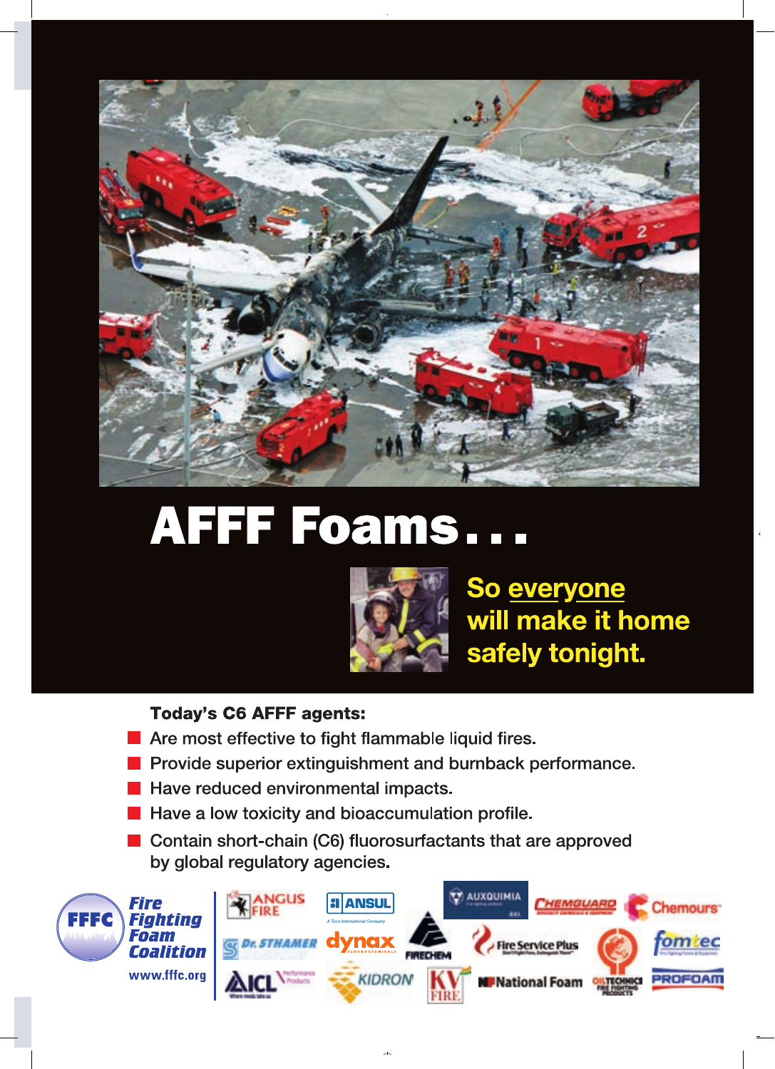# AFFF Foams...

So everyone will make it home safely tonight.

**Today's C6 AFFF agents:**

- Are most effective to fight flammable liquid fires.
- Provide superior extinguishment and burnback performance.
- Have reduced environmental impacts.
- Have a low toxicity and bioaccumulation profile.
- Contain short-chain (C6) fluorosurfactants that are approved by global regulatory agencies.

FFFC Fire Fighting Foam Coalition

www.fffc.org

ANGUS FIRE · ANSUL · AUXQUIMIA · CHEMGUARD · Chemours · Dr. STHAMER · dynax · FIRECHEM · Fire Service Plus · fomtec · ICL · KIDRON · KV FIRE · National Foam · OILTECHNICS · PROFOAM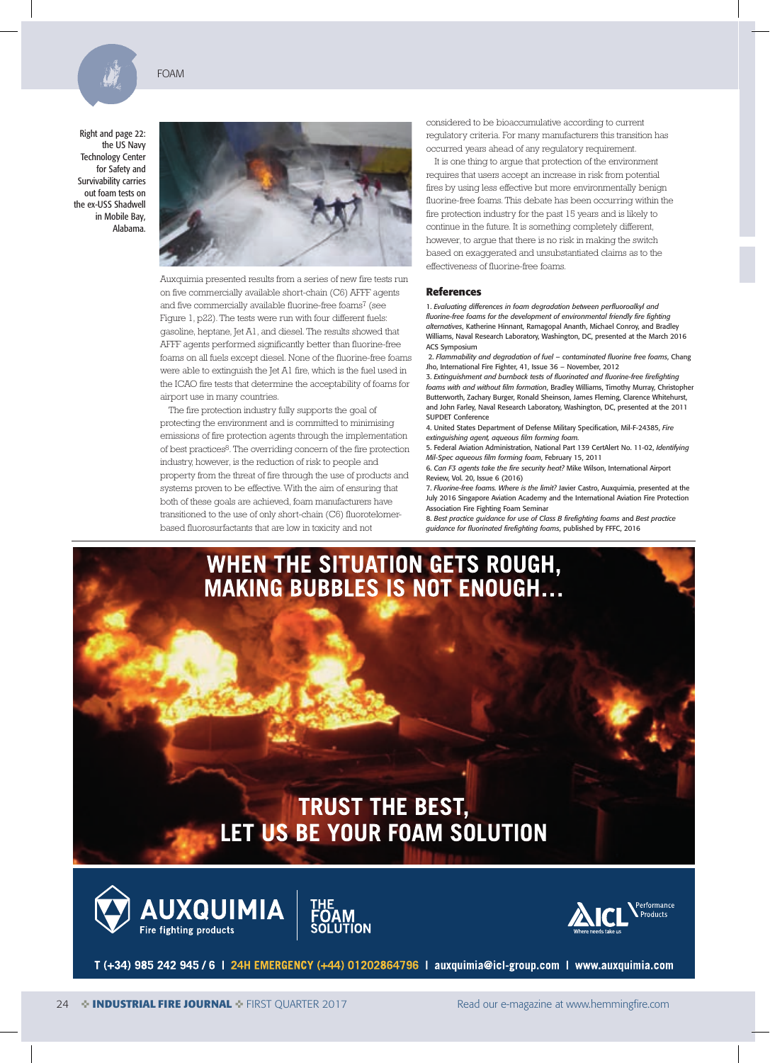Right and page 22: the US Navy Technology Center for Safety and Survivability carries out foam tests on the ex-USS Shadwell in Mobile Bay, Alabama.

Auxquimia presented results from a series of new fire tests run on five commercially available short-chain (C6) AFFF agents and five commercially available fluorine-free foams[7] (see Figure 1, p22). The tests were run with four different fuels: gasoline, heptane, Jet A1, and diesel. The results showed that AFFF agents performed significantly better than fluorine-free foams on all fuels except diesel. None of the fluorine-free foams were able to extinguish the Jet A1 fire, which is the fuel used in the ICAO fire tests that determine the acceptability of foams for airport use in many countries.

The fire protection industry fully supports the goal of protecting the environment and is committed to minimising emissions of fire protection agents through the implementation of best practices[8]. The overriding concern of the fire protection industry, however, is the reduction of risk to people and property from the threat of fire through the use of products and systems proven to be effective. With the aim of ensuring that both of these goals are achieved, foam manufacturers have transitioned to the use of only short-chain (C6) fluorotelomer-based fluorosurfactants that are low in toxicity and not considered to be bioaccumulative according to current regulatory criteria. For many manufacturers this transition has occurred years ahead of any regulatory requirement.

It is one thing to argue that protection of the environment requires that users accept an increase in risk from potential fires by using less effective but more environmentally benign fluorine-free foams. This debate has been occurring within the fire protection industry for the past 15 years and is likely to continue in the future. It is something completely different, however, to argue that there is no risk in making the switch based on exaggerated and unsubstantiated claims as to the effectiveness of fluorine-free foams.

## References

1. *Evaluating differences in foam degradation between perfluoroalkyl and fluorine-free foams for the development of environmental friendly fire fighting alternatives*, Katherine Hinnant, Ramagopal Ananth, Michael Conroy, and Bradley Williams, Naval Research Laboratory, Washington, DC, presented at the March 2016 ACS Symposium
2. *Flammability and degradation of fuel – contaminated fluorine free foams*, Chang Jho, International Fire Fighter, 41, Issue 36 – November, 2012
3. *Extinguishment and burnback tests of fluorinated and fluorine-free firefighting foams with and without film formation*, Bradley Williams, Timothy Murray, Christopher Butterworth, Zachary Burger, Ronald Sheinson, James Fleming, Clarence Whitehurst, and John Farley, Naval Research Laboratory, Washington, DC, presented at the 2011 SUPDET Conference
4. United States Department of Defense Military Specification, Mil-F-24385, *Fire extinguishing agent, aqueous film forming foam.*
5. Federal Aviation Administration, National Part 139 CertAlert No. 11-02, *Identifying Mil-Spec aqueous film forming foam*, February 15, 2011
6. *Can F3 agents take the fire security heat?* Mike Wilson, International Airport Review, Vol. 20, Issue 6 (2016)
7. *Fluorine-free foams. Where is the limit?* Javier Castro, Auxquimia, presented at the July 2016 Singapore Aviation Academy and the International Aviation Fire Protection Association Fire Fighting Foam Seminar
8. *Best practice guidance for use of Class B firefighting foams* and *Best practice guidance for fluorinated firefighting foams*, published by FFFC, 2016

WHEN THE SITUATION GETS ROUGH, MAKING BUBBLES IS NOT ENOUGH...

TRUST THE BEST, LET US BE YOUR FOAM SOLUTION

AUXQUIMIA Fire fighting products | THE FOAM SOLUTION | ICL Performance Products – Where needs take us

T (+34) 985 242 945 / 6 | 24H EMERGENCY (+44) 01202864796 | auxquimia@icl-group.com | www.auxquimia.com